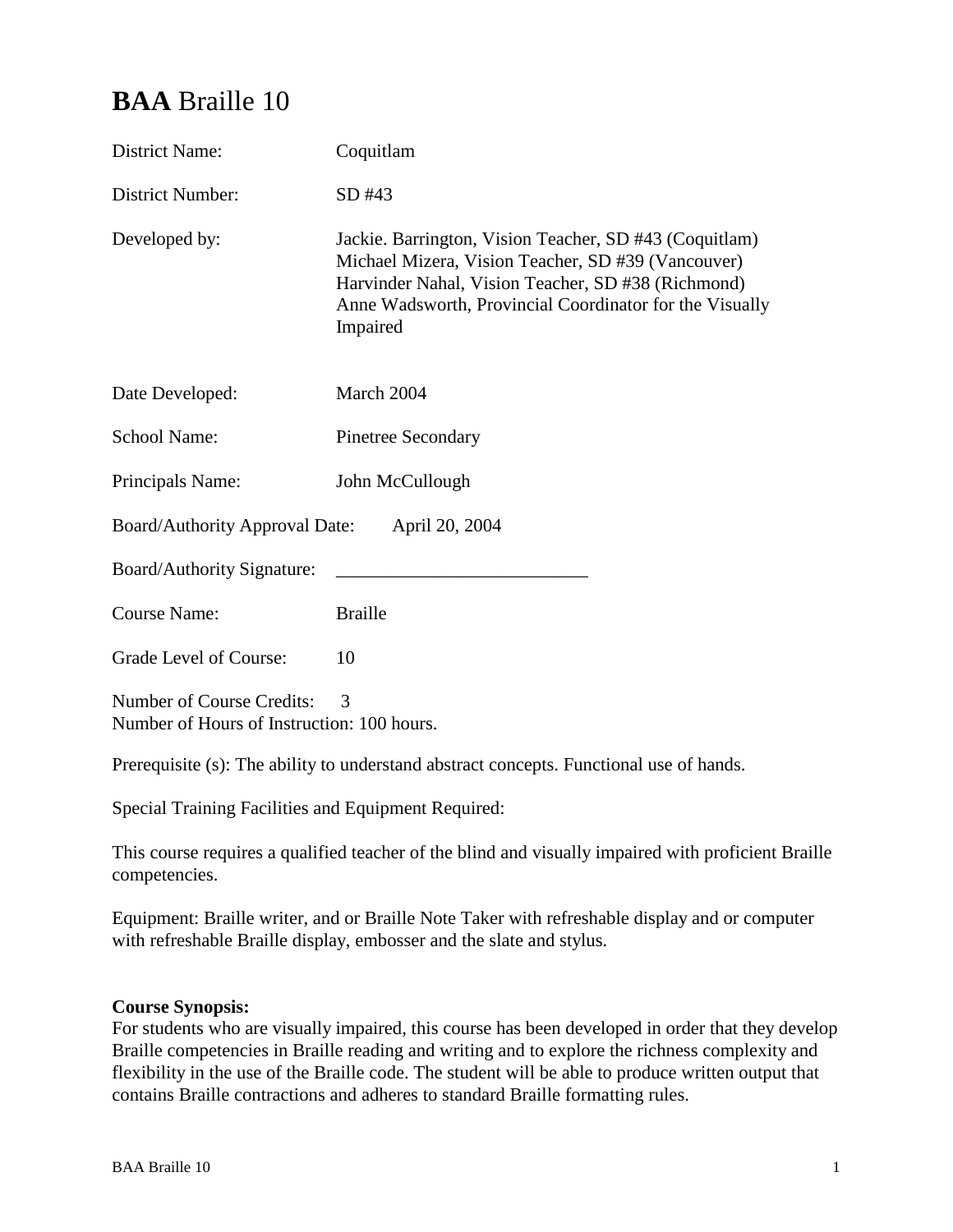# **BAA** Braille 10

District Name: Coquitlam

District Number: SD #43

Developed by: Jackie. Barrington, Vision Teacher, SD #43 (Coquitlam)
Michael Mizera, Vision Teacher, SD #39 (Vancouver)
Harvinder Nahal, Vision Teacher, SD #38 (Richmond)
Anne Wadsworth, Provincial Coordinator for the Visually Impaired

Date Developed: March 2004

School Name: Pinetree Secondary

Principals Name: John McCullough

Board/Authority Approval Date: April 20, 2004

Board/Authority Signature: ___________________________

Course Name: Braille

Grade Level of Course: 10

Number of Course Credits: 3
Number of Hours of Instruction: 100 hours.

Prerequisite (s): The ability to understand abstract concepts. Functional use of hands.

Special Training Facilities and Equipment Required:

This course requires a qualified teacher of the blind and visually impaired with proficient Braille competencies.

Equipment: Braille writer, and or Braille Note Taker with refreshable display and or computer with refreshable Braille display, embosser and the slate and stylus.

**Course Synopsis:**
For students who are visually impaired, this course has been developed in order that they develop Braille competencies in Braille reading and writing and to explore the richness complexity and flexibility in the use of the Braille code. The student will be able to produce written output that contains Braille contractions and adheres to standard Braille formatting rules.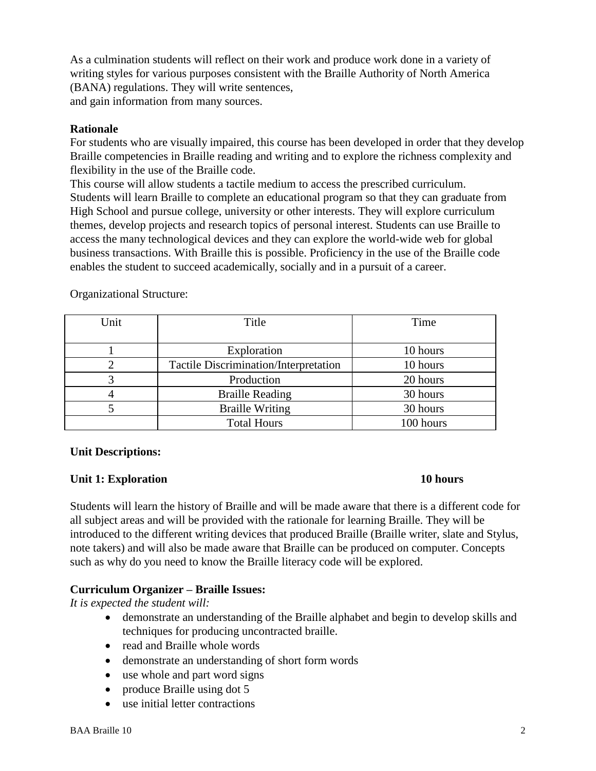As a culmination students will reflect on their work and produce work done in a variety of writing styles for various purposes consistent with the Braille Authority of North America (BANA) regulations. They will write sentences,
and gain information from many sources.

**Rationale**

For students who are visually impaired, this course has been developed in order that they develop Braille competencies in Braille reading and writing and to explore the richness complexity and flexibility in the use of the Braille code.
This course will allow students a tactile medium to access the prescribed curriculum. Students will learn Braille to complete an educational program so that they can graduate from High School and pursue college, university or other interests. They will explore curriculum themes, develop projects and research topics of personal interest. Students can use Braille to access the many technological devices and they can explore the world-wide web for global business transactions. With Braille this is possible. Proficiency in the use of the Braille code enables the student to succeed academically, socially and in a pursuit of a career.

Organizational Structure:

| Unit | Title | Time |
|---|---|---|
| 1 | Exploration | 10 hours |
| 2 | Tactile Discrimination/Interpretation | 10 hours |
| 3 | Production | 20 hours |
| 4 | Braille Reading | 30 hours |
| 5 | Braille Writing | 30 hours |
| | Total Hours | 100 hours |

**Unit Descriptions:**

**Unit 1: Exploration 10 hours**

Students will learn the history of Braille and will be made aware that there is a different code for all subject areas and will be provided with the rationale for learning Braille. They will be introduced to the different writing devices that produced Braille (Braille writer, slate and Stylus, note takers) and will also be made aware that Braille can be produced on computer. Concepts such as why do you need to know the Braille literacy code will be explored.

**Curriculum Organizer – Braille Issues:**

*It is expected the student will:*

- demonstrate an understanding of the Braille alphabet and begin to develop skills and techniques for producing uncontracted braille.
- read and Braille whole words
- demonstrate an understanding of short form words
- use whole and part word signs
- produce Braille using dot 5
- use initial letter contractions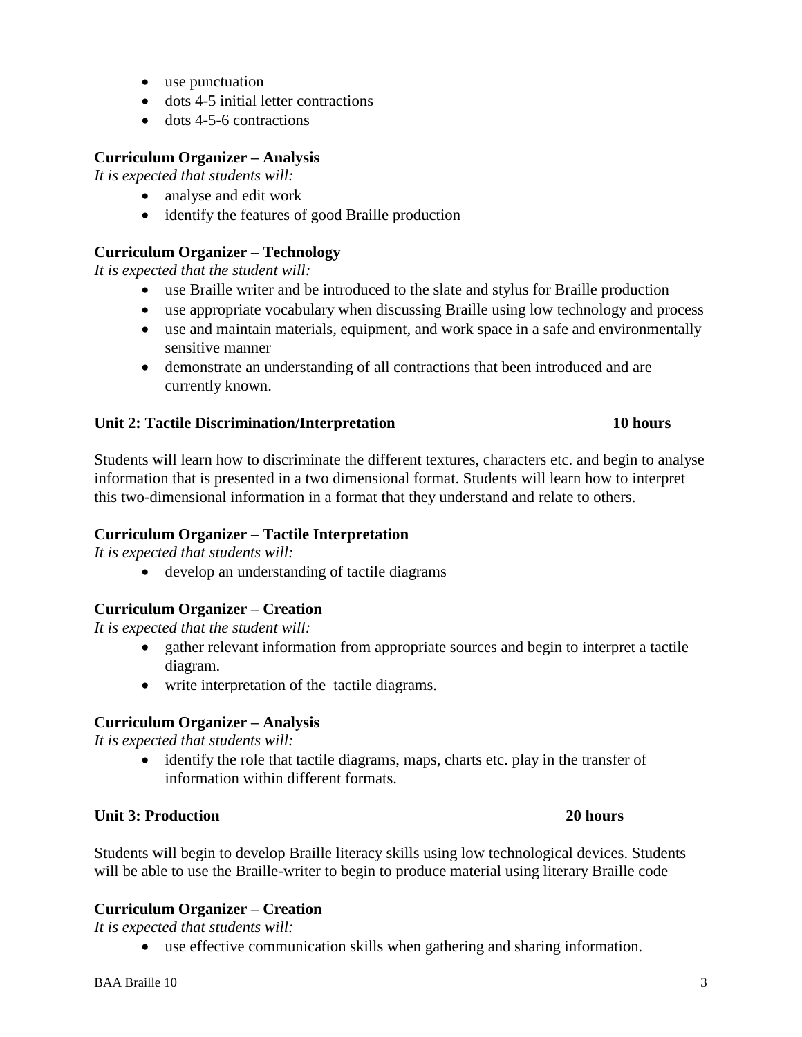- use punctuation
- dots 4-5 initial letter contractions
- dots 4-5-6 contractions

**Curriculum Organizer – Analysis**

*It is expected that students will:*

- analyse and edit work
- identify the features of good Braille production

**Curriculum Organizer – Technology**

*It is expected that the student will:*

- use Braille writer and be introduced to the slate and stylus for Braille production
- use appropriate vocabulary when discussing Braille using low technology and process
- use and maintain materials, equipment, and work space in a safe and environmentally sensitive manner
- demonstrate an understanding of all contractions that been introduced and are currently known.

**Unit 2: Tactile Discrimination/Interpretation 10 hours**

Students will learn how to discriminate the different textures, characters etc. and begin to analyse information that is presented in a two dimensional format. Students will learn how to interpret this two-dimensional information in a format that they understand and relate to others.

**Curriculum Organizer – Tactile Interpretation**

*It is expected that students will:*

- develop an understanding of tactile diagrams

**Curriculum Organizer – Creation**

*It is expected that the student will:*

- gather relevant information from appropriate sources and begin to interpret a tactile diagram.
- write interpretation of the tactile diagrams.

**Curriculum Organizer – Analysis**

*It is expected that students will:*

- identify the role that tactile diagrams, maps, charts etc. play in the transfer of information within different formats.

**Unit 3: Production 20 hours**

Students will begin to develop Braille literacy skills using low technological devices. Students will be able to use the Braille-writer to begin to produce material using literary Braille code

**Curriculum Organizer – Creation**

*It is expected that students will:*

- use effective communication skills when gathering and sharing information.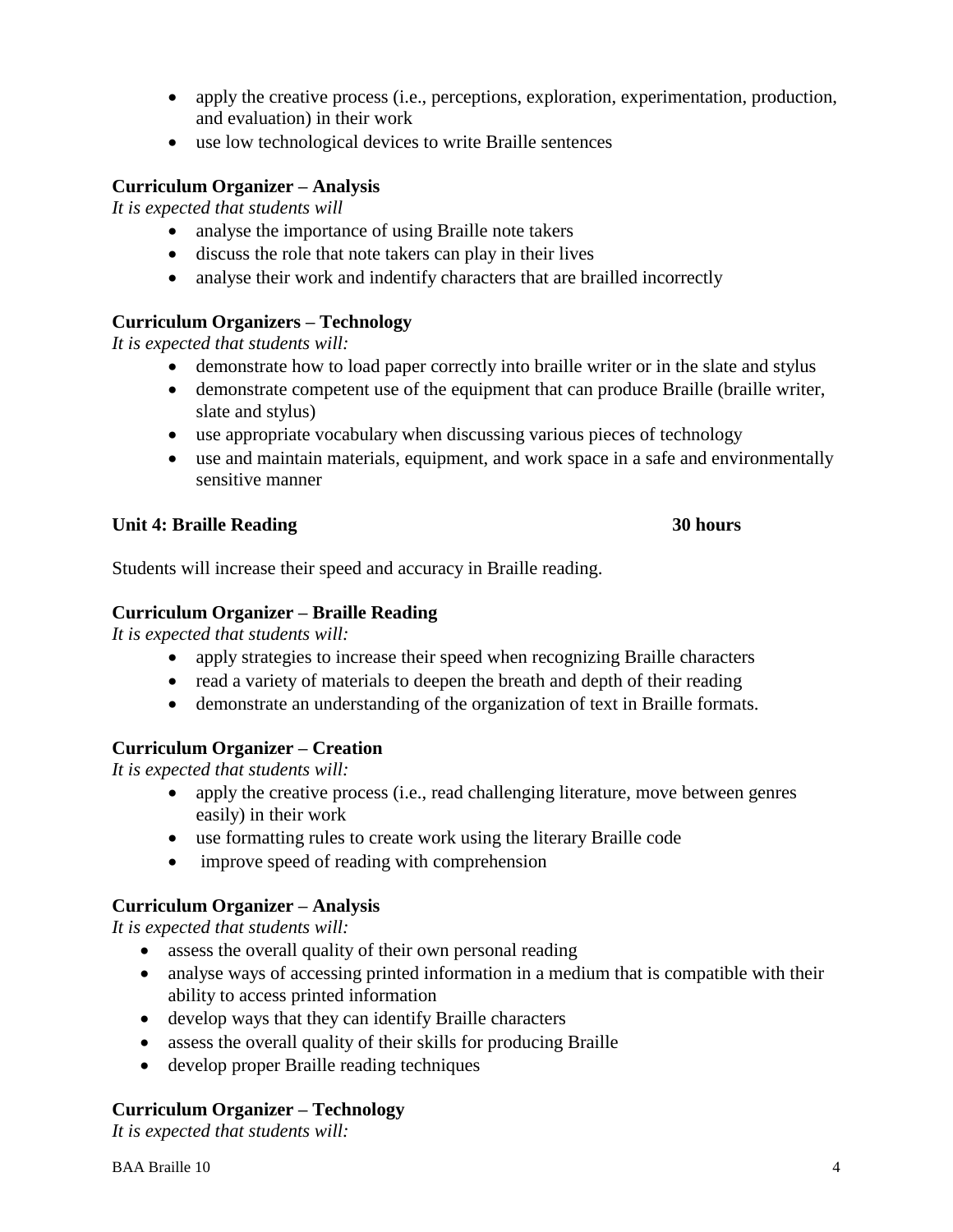- apply the creative process (i.e., perceptions, exploration, experimentation, production, and evaluation) in their work
- use low technological devices to write Braille sentences

**Curriculum Organizer – Analysis**

*It is expected that students will*

- analyse the importance of using Braille note takers
- discuss the role that note takers can play in their lives
- analyse their work and indentify characters that are brailled incorrectly

**Curriculum Organizers – Technology**

*It is expected that students will:*

- demonstrate how to load paper correctly into braille writer or in the slate and stylus
- demonstrate competent use of the equipment that can produce Braille (braille writer, slate and stylus)
- use appropriate vocabulary when discussing various pieces of technology
- use and maintain materials, equipment, and work space in a safe and environmentally sensitive manner

**Unit 4: Braille Reading 30 hours**

Students will increase their speed and accuracy in Braille reading.

**Curriculum Organizer – Braille Reading**

*It is expected that students will:*

- apply strategies to increase their speed when recognizing Braille characters
- read a variety of materials to deepen the breath and depth of their reading
- demonstrate an understanding of the organization of text in Braille formats.

**Curriculum Organizer – Creation**

*It is expected that students will:*

- apply the creative process (i.e., read challenging literature, move between genres easily) in their work
- use formatting rules to create work using the literary Braille code
- improve speed of reading with comprehension

**Curriculum Organizer – Analysis**

*It is expected that students will:*

- assess the overall quality of their own personal reading
- analyse ways of accessing printed information in a medium that is compatible with their ability to access printed information
- develop ways that they can identify Braille characters
- assess the overall quality of their skills for producing Braille
- develop proper Braille reading techniques

**Curriculum Organizer – Technology**

*It is expected that students will:*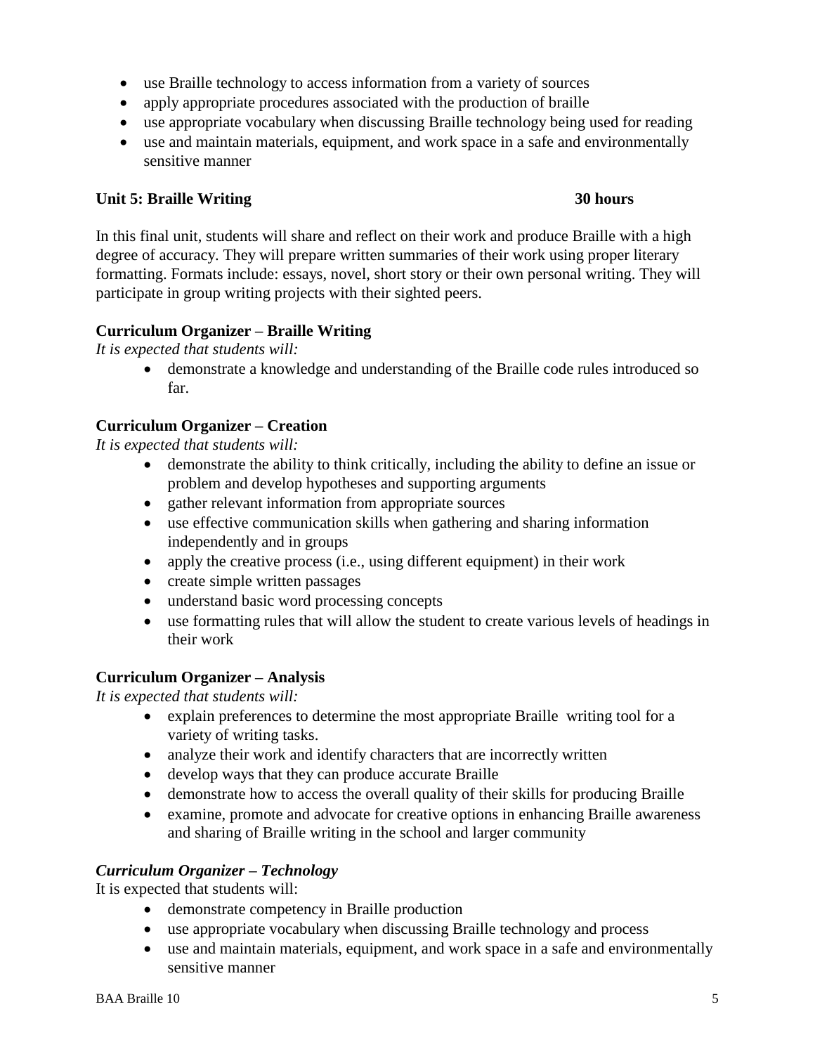- use Braille technology to access information from a variety of sources
- apply appropriate procedures associated with the production of braille
- use appropriate vocabulary when discussing Braille technology being used for reading
- use and maintain materials, equipment, and work space in a safe and environmentally sensitive manner

**Unit 5: Braille Writing 30 hours**

In this final unit, students will share and reflect on their work and produce Braille with a high degree of accuracy. They will prepare written summaries of their work using proper literary formatting. Formats include: essays, novel, short story or their own personal writing. They will participate in group writing projects with their sighted peers.

**Curriculum Organizer – Braille Writing**

*It is expected that students will:*

- demonstrate a knowledge and understanding of the Braille code rules introduced so far.

**Curriculum Organizer – Creation**

*It is expected that students will:*

- demonstrate the ability to think critically, including the ability to define an issue or problem and develop hypotheses and supporting arguments
- gather relevant information from appropriate sources
- use effective communication skills when gathering and sharing information independently and in groups
- apply the creative process (i.e., using different equipment) in their work
- create simple written passages
- understand basic word processing concepts
- use formatting rules that will allow the student to create various levels of headings in their work

**Curriculum Organizer – Analysis**

*It is expected that students will:*

- explain preferences to determine the most appropriate Braille writing tool for a variety of writing tasks.
- analyze their work and identify characters that are incorrectly written
- develop ways that they can produce accurate Braille
- demonstrate how to access the overall quality of their skills for producing Braille
- examine, promote and advocate for creative options in enhancing Braille awareness and sharing of Braille writing in the school and larger community

***Curriculum Organizer – Technology***

It is expected that students will:

- demonstrate competency in Braille production
- use appropriate vocabulary when discussing Braille technology and process
- use and maintain materials, equipment, and work space in a safe and environmentally sensitive manner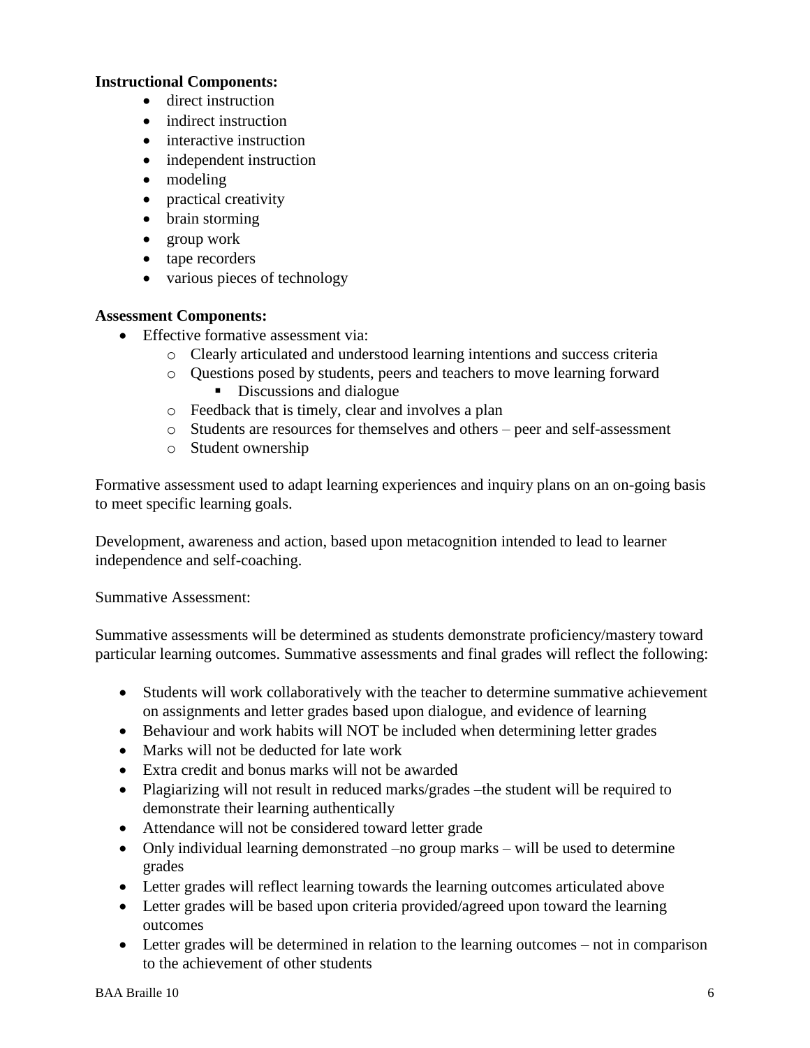**Instructional Components:**

- direct instruction
- indirect instruction
- interactive instruction
- independent instruction
- modeling
- practical creativity
- brain storming
- group work
- tape recorders
- various pieces of technology

**Assessment Components:**

- Effective formative assessment via:
    - Clearly articulated and understood learning intentions and success criteria
    - Questions posed by students, peers and teachers to move learning forward
        - Discussions and dialogue
    - Feedback that is timely, clear and involves a plan
    - Students are resources for themselves and others – peer and self-assessment
    - Student ownership

Formative assessment used to adapt learning experiences and inquiry plans on an on-going basis to meet specific learning goals.

Development, awareness and action, based upon metacognition intended to lead to learner independence and self-coaching.

Summative Assessment:

Summative assessments will be determined as students demonstrate proficiency/mastery toward particular learning outcomes. Summative assessments and final grades will reflect the following:

- Students will work collaboratively with the teacher to determine summative achievement on assignments and letter grades based upon dialogue, and evidence of learning
- Behaviour and work habits will NOT be included when determining letter grades
- Marks will not be deducted for late work
- Extra credit and bonus marks will not be awarded
- Plagiarizing will not result in reduced marks/grades –the student will be required to demonstrate their learning authentically
- Attendance will not be considered toward letter grade
- Only individual learning demonstrated –no group marks – will be used to determine grades
- Letter grades will reflect learning towards the learning outcomes articulated above
- Letter grades will be based upon criteria provided/agreed upon toward the learning outcomes
- Letter grades will be determined in relation to the learning outcomes – not in comparison to the achievement of other students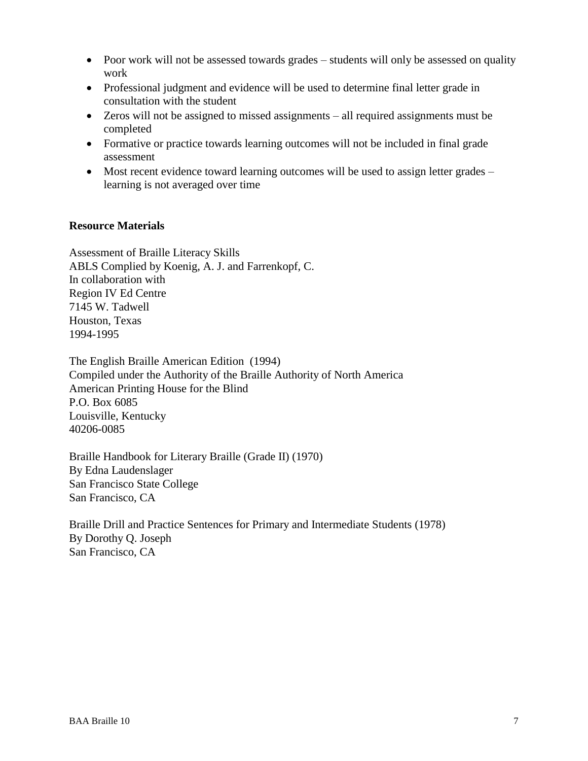- Poor work will not be assessed towards grades – students will only be assessed on quality work
- Professional judgment and evidence will be used to determine final letter grade in consultation with the student
- Zeros will not be assigned to missed assignments – all required assignments must be completed
- Formative or practice towards learning outcomes will not be included in final grade assessment
- Most recent evidence toward learning outcomes will be used to assign letter grades – learning is not averaged over time

**Resource Materials**

Assessment of Braille Literacy Skills
ABLS Complied by Koenig, A. J. and Farrenkopf, C.
In collaboration with
Region IV Ed Centre
7145 W. Tadwell
Houston, Texas
1994-1995

The English Braille American Edition (1994)
Compiled under the Authority of the Braille Authority of North America
American Printing House for the Blind
P.O. Box 6085
Louisville, Kentucky
40206-0085

Braille Handbook for Literary Braille (Grade II) (1970)
By Edna Laudenslager
San Francisco State College
San Francisco, CA

Braille Drill and Practice Sentences for Primary and Intermediate Students (1978)
By Dorothy Q. Joseph
San Francisco, CA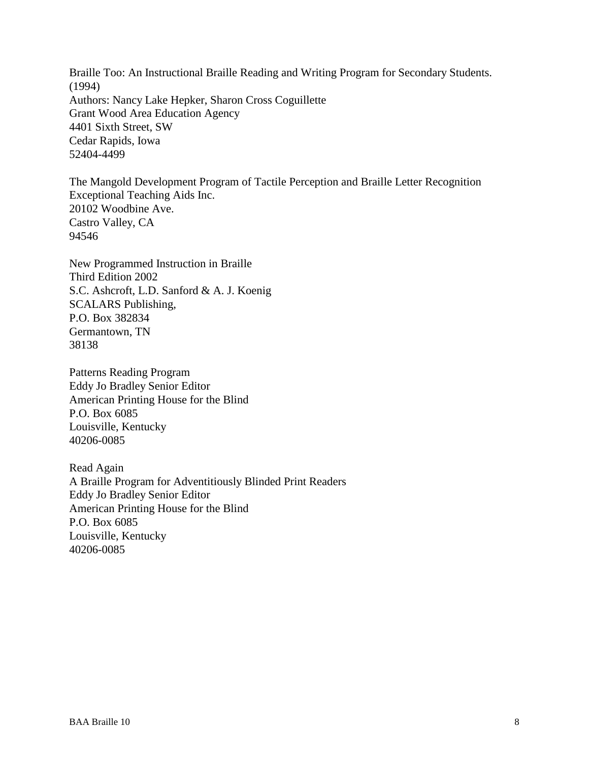Braille Too: An Instructional Braille Reading and Writing Program for Secondary Students. (1994)
Authors: Nancy Lake Hepker, Sharon Cross Coguillette
Grant Wood Area Education Agency
4401 Sixth Street, SW
Cedar Rapids, Iowa
52404-4499

The Mangold Development Program of Tactile Perception and Braille Letter Recognition
Exceptional Teaching Aids Inc.
20102 Woodbine Ave.
Castro Valley, CA
94546

New Programmed Instruction in Braille
Third Edition 2002
S.C. Ashcroft, L.D. Sanford & A. J. Koenig
SCALARS Publishing,
P.O. Box 382834
Germantown, TN
38138

Patterns Reading Program
Eddy Jo Bradley Senior Editor
American Printing House for the Blind
P.O. Box 6085
Louisville, Kentucky
40206-0085

Read Again
A Braille Program for Adventitiously Blinded Print Readers
Eddy Jo Bradley Senior Editor
American Printing House for the Blind
P.O. Box 6085
Louisville, Kentucky
40206-0085